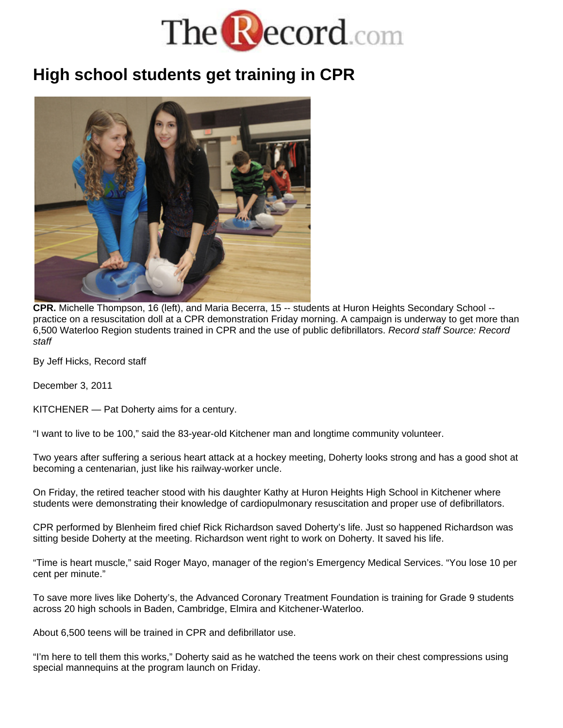# High school students get training in CPR

**CPR.** Michelle Thompson, 16 (left), and Maria Becerra, 15 -- students at Huron Heights Secondary School -- practice on a resuscitation doll at a CPR demonstration Friday morning. A campaign is underway to get more than 6,500 Waterloo Region students trained in CPR and the use of public defibrillators. *Record staff Source: Record staff*

By Jeff Hicks, Record staff

December 3, 2011

KITCHENER — Pat Doherty aims for a century.

"I want to live to be 100," said the 83-year-old Kitchener man and longtime community volunteer.

Two years after suffering a serious heart attack at a hockey meeting, Doherty looks strong and has a good shot at becoming a centenarian, just like his railway-worker uncle.

On Friday, the retired teacher stood with his daughter Kathy at Huron Heights High School in Kitchener where students were demonstrating their knowledge of cardiopulmonary resuscitation and proper use of defibrillators.

CPR performed by Blenheim fired chief Rick Richardson saved Doherty's life. Just so happened Richardson was sitting beside Doherty at the meeting. Richardson went right to work on Doherty. It saved his life.

"Time is heart muscle," said Roger Mayo, manager of the region's Emergency Medical Services. "You lose 10 per cent per minute."

To save more lives like Doherty's, the Advanced Coronary Treatment Foundation is training for Grade 9 students across 20 high schools in Baden, Cambridge, Elmira and Kitchener-Waterloo.

About 6,500 teens will be trained in CPR and defibrillator use.

"I'm here to tell them this works," Doherty said as he watched the teens work on their chest compressions using special mannequins at the program launch on Friday.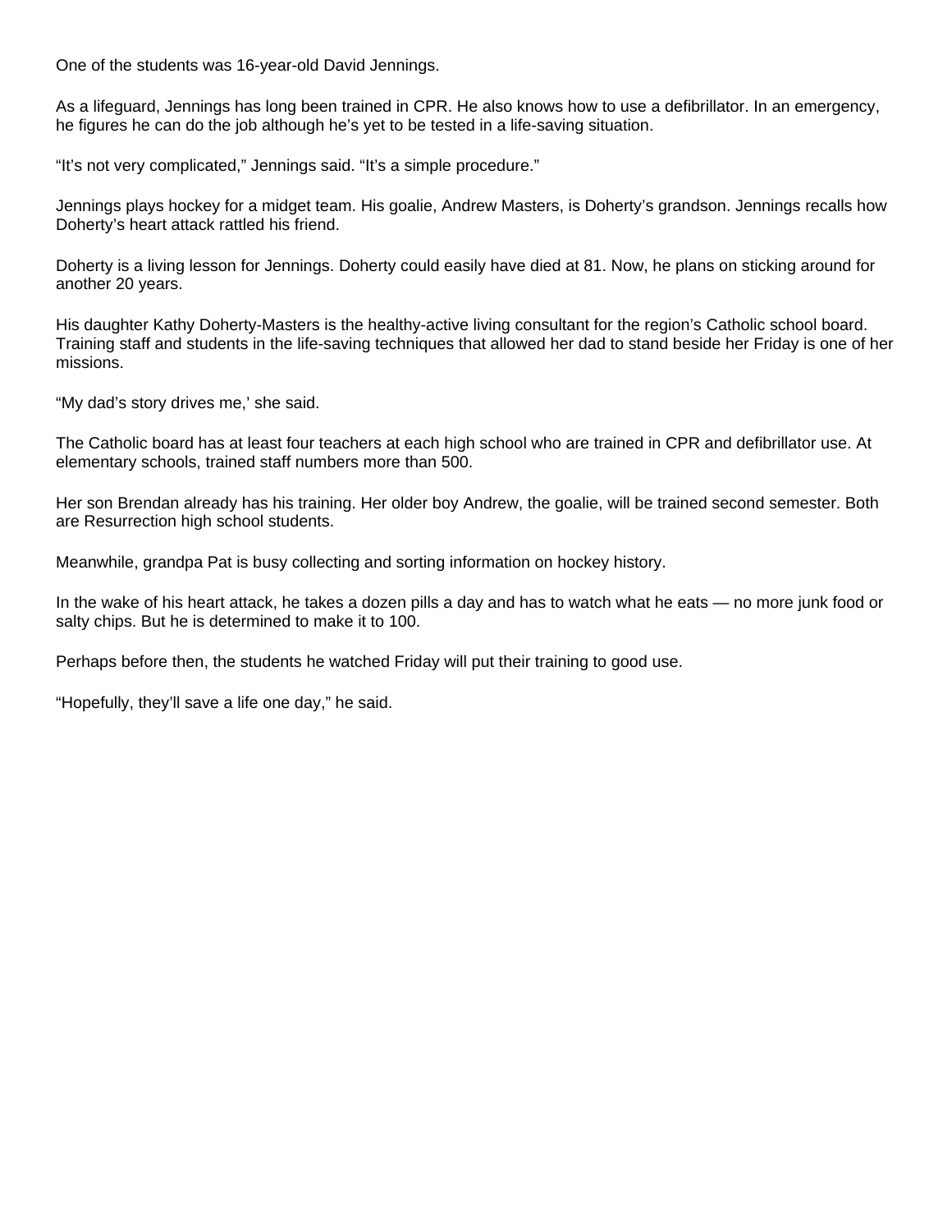One of the students was 16-year-old David Jennings.

As a lifeguard, Jennings has long been trained in CPR. He also knows how to use a defibrillator. In an emergency, he figures he can do the job although he's yet to be tested in a life-saving situation.

"It's not very complicated," Jennings said. "It's a simple procedure."

Jennings plays hockey for a midget team. His goalie, Andrew Masters, is Doherty's grandson. Jennings recalls how Doherty's heart attack rattled his friend.

Doherty is a living lesson for Jennings. Doherty could easily have died at 81. Now, he plans on sticking around for another 20 years.

His daughter Kathy Doherty-Masters is the healthy-active living consultant for the region's Catholic school board. Training staff and students in the life-saving techniques that allowed her dad to stand beside her Friday is one of her missions.

"My dad's story drives me,' she said.

The Catholic board has at least four teachers at each high school who are trained in CPR and defibrillator use. At elementary schools, trained staff numbers more than 500.

Her son Brendan already has his training. Her older boy Andrew, the goalie, will be trained second semester. Both are Resurrection high school students.

Meanwhile, grandpa Pat is busy collecting and sorting information on hockey history.

In the wake of his heart attack, he takes a dozen pills a day and has to watch what he eats — no more junk food or salty chips. But he is determined to make it to 100.

Perhaps before then, the students he watched Friday will put their training to good use.

"Hopefully, they'll save a life one day," he said.